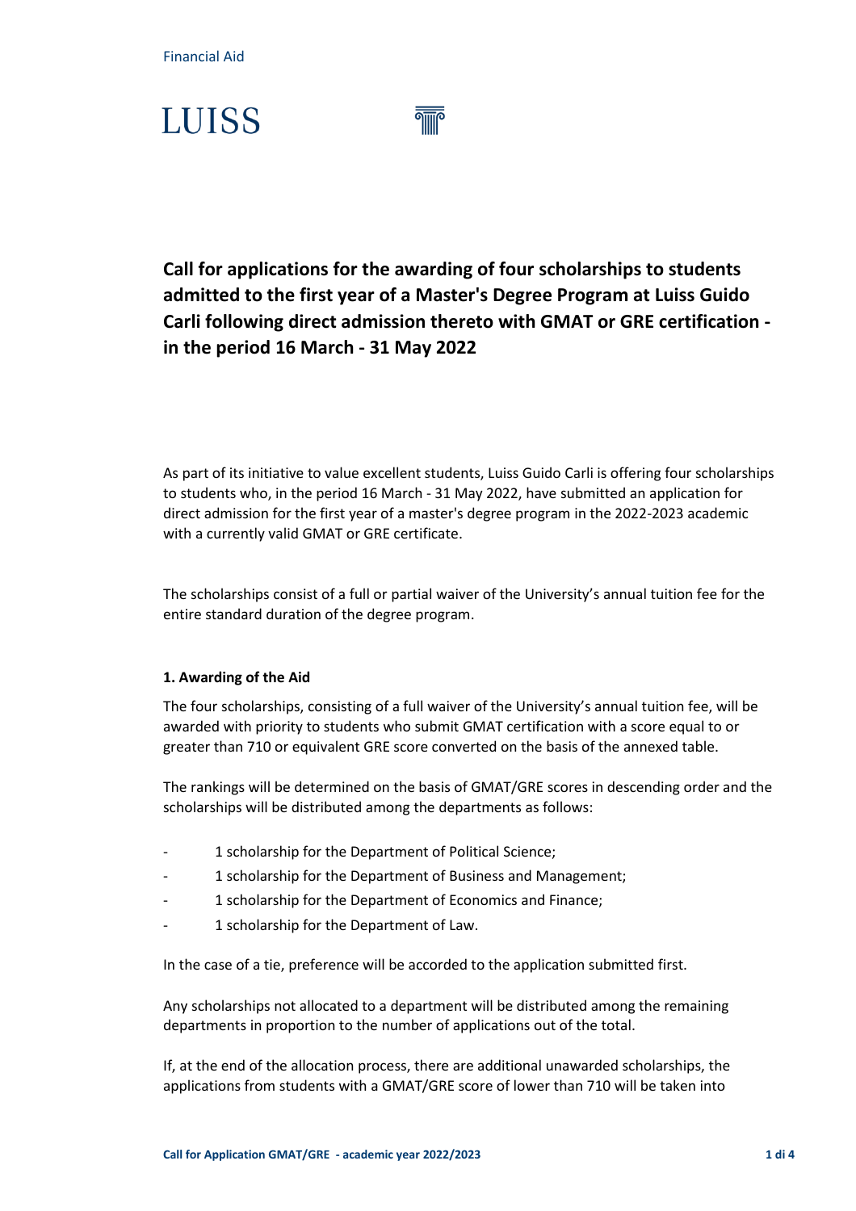Financial Aid

LUISS

# Call for applications for the awarding of four scholarships to students admitted to the first year of a Master's Degree Program at Luiss Guido Carli following direct admission thereto with GMAT or GRE certification - in the period 16 March - 31 May 2022

As part of its initiative to value excellent students, Luiss Guido Carli is offering four scholarships to students who, in the period 16 March - 31 May 2022, have submitted an application for direct admission for the first year of a master's degree program in the 2022-2023 academic with a currently valid GMAT or GRE certificate.

The scholarships consist of a full or partial waiver of the University's annual tuition fee for the entire standard duration of the degree program.

**1. Awarding of the Aid**

The four scholarships, consisting of a full waiver of the University's annual tuition fee, will be awarded with priority to students who submit GMAT certification with a score equal to or greater than 710 or equivalent GRE score converted on the basis of the annexed table.

The rankings will be determined on the basis of GMAT/GRE scores in descending order and the scholarships will be distributed among the departments as follows:

- 1 scholarship for the Department of Political Science;
- 1 scholarship for the Department of Business and Management;
- 1 scholarship for the Department of Economics and Finance;
- 1 scholarship for the Department of Law.

In the case of a tie, preference will be accorded to the application submitted first.

Any scholarships not allocated to a department will be distributed among the remaining departments in proportion to the number of applications out of the total.

If, at the end of the allocation process, there are additional unawarded scholarships, the applications from students with a GMAT/GRE score of lower than 710 will be taken into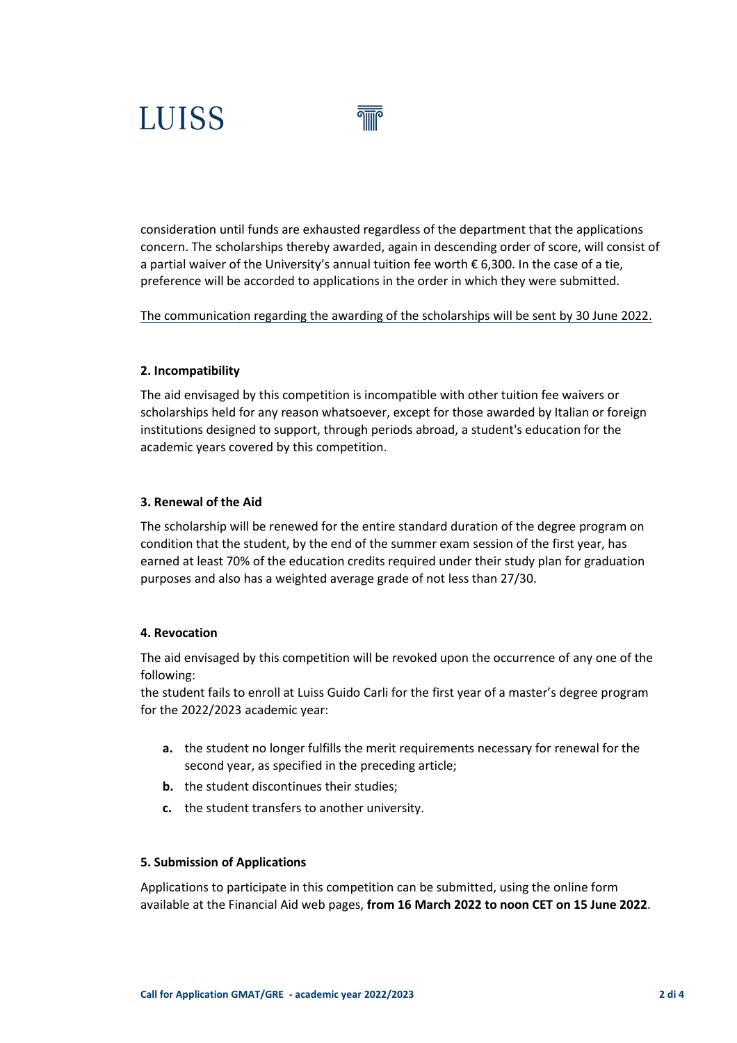consideration until funds are exhausted regardless of the department that the applications concern. The scholarships thereby awarded, again in descending order of score, will consist of a partial waiver of the University's annual tuition fee worth € 6,300. In the case of a tie, preference will be accorded to applications in the order in which they were submitted.

<u>The communication regarding the awarding of the scholarships will be sent by 30 June 2022.</u>

#### 2. Incompatibility

The aid envisaged by this competition is incompatible with other tuition fee waivers or scholarships held for any reason whatsoever, except for those awarded by Italian or foreign institutions designed to support, through periods abroad, a student's education for the academic years covered by this competition.

#### 3. Renewal of the Aid

The scholarship will be renewed for the entire standard duration of the degree program on condition that the student, by the end of the summer exam session of the first year, has earned at least 70% of the education credits required under their study plan for graduation purposes and also has a weighted average grade of not less than 27/30.

#### 4. Revocation

The aid envisaged by this competition will be revoked upon the occurrence of any one of the following:
the student fails to enroll at Luiss Guido Carli for the first year of a master's degree program for the 2022/2023 academic year:

- **a.** the student no longer fulfills the merit requirements necessary for renewal for the second year, as specified in the preceding article;
- **b.** the student discontinues their studies;
- **c.** the student transfers to another university.

#### 5. Submission of Applications

Applications to participate in this competition can be submitted, using the online form available at the Financial Aid web pages, **from 16 March 2022 to noon CET on 15 June 2022**.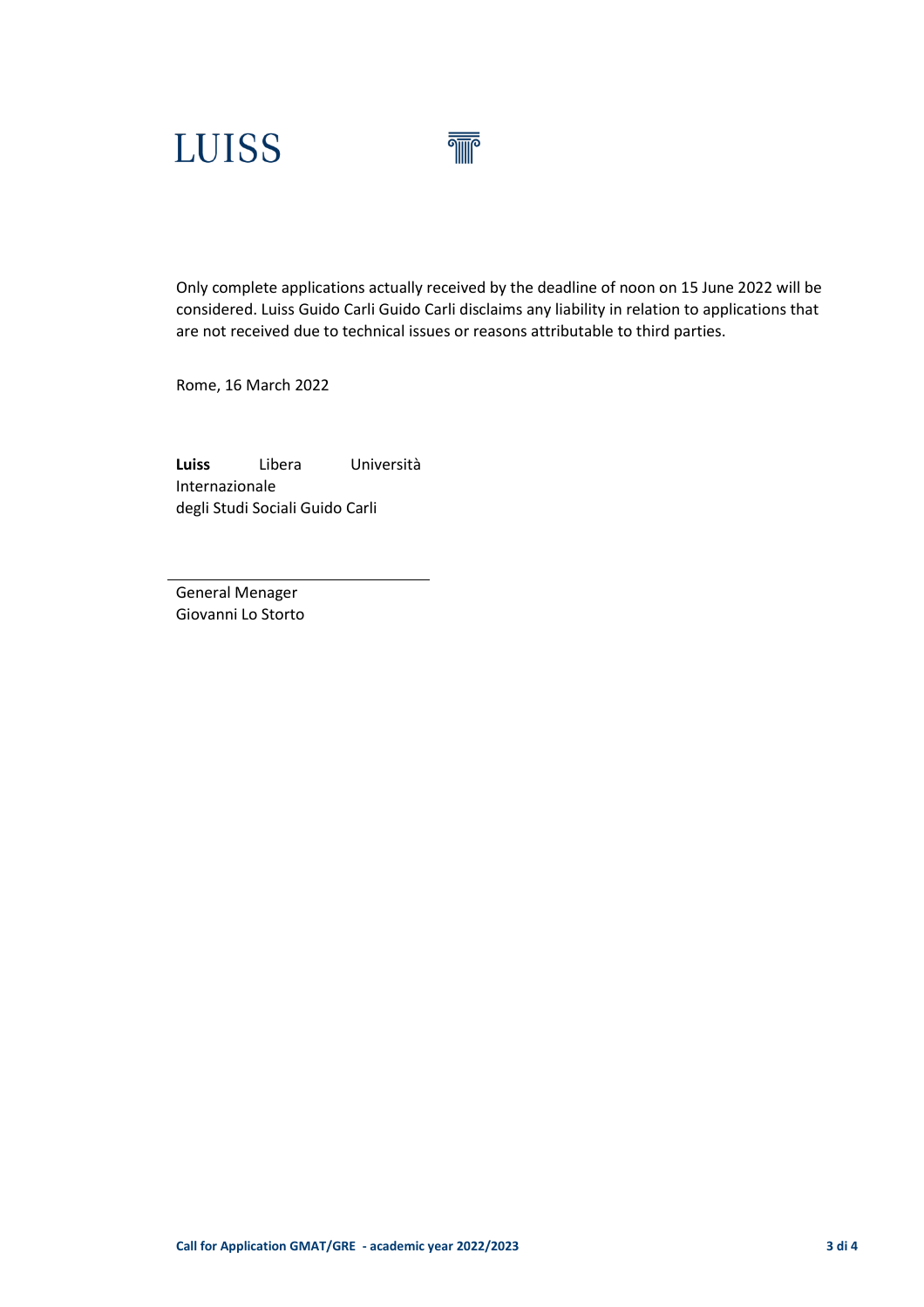Only complete applications actually received by the deadline of noon on 15 June 2022 will be considered. Luiss Guido Carli Guido Carli disclaims any liability in relation to applications that are not received due to technical issues or reasons attributable to third parties.

Rome, 16 March 2022

**Luiss** Libera Università Internazionale
degli Studi Sociali Guido Carli

---

General Menager
Giovanni Lo Storto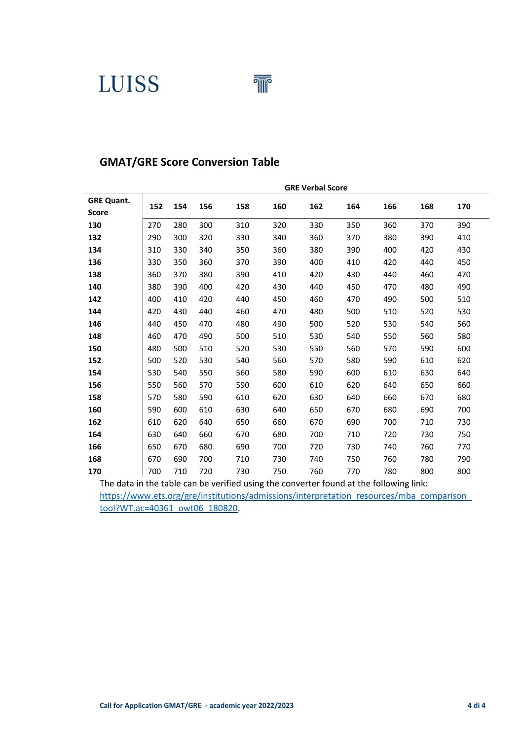LUISS

## GMAT/GRE Score Conversion Table

| GRE Quant. Score | GRE Verbal Score | | | | | | | | | |
|---|---|---|---|---|---|---|---|---|---|---|
| | 152 | 154 | 156 | 158 | 160 | 162 | 164 | 166 | 168 | 170 |
| 130 | 270 | 280 | 300 | 310 | 320 | 330 | 350 | 360 | 370 | 390 |
| 132 | 290 | 300 | 320 | 330 | 340 | 360 | 370 | 380 | 390 | 410 |
| 134 | 310 | 330 | 340 | 350 | 360 | 380 | 390 | 400 | 420 | 430 |
| 136 | 330 | 350 | 360 | 370 | 390 | 400 | 410 | 420 | 440 | 450 |
| 138 | 360 | 370 | 380 | 390 | 410 | 420 | 430 | 440 | 460 | 470 |
| 140 | 380 | 390 | 400 | 420 | 430 | 440 | 450 | 470 | 480 | 490 |
| 142 | 400 | 410 | 420 | 440 | 450 | 460 | 470 | 490 | 500 | 510 |
| 144 | 420 | 430 | 440 | 460 | 470 | 480 | 500 | 510 | 520 | 530 |
| 146 | 440 | 450 | 470 | 480 | 490 | 500 | 520 | 530 | 540 | 560 |
| 148 | 460 | 470 | 490 | 500 | 510 | 530 | 540 | 550 | 560 | 580 |
| 150 | 480 | 500 | 510 | 520 | 530 | 550 | 560 | 570 | 590 | 600 |
| 152 | 500 | 520 | 530 | 540 | 560 | 570 | 580 | 590 | 610 | 620 |
| 154 | 530 | 540 | 550 | 560 | 580 | 590 | 600 | 610 | 630 | 640 |
| 156 | 550 | 560 | 570 | 590 | 600 | 610 | 620 | 640 | 650 | 660 |
| 158 | 570 | 580 | 590 | 610 | 620 | 630 | 640 | 660 | 670 | 680 |
| 160 | 590 | 600 | 610 | 630 | 640 | 650 | 670 | 680 | 690 | 700 |
| 162 | 610 | 620 | 640 | 650 | 660 | 670 | 690 | 700 | 710 | 730 |
| 164 | 630 | 640 | 660 | 670 | 680 | 700 | 710 | 720 | 730 | 750 |
| 166 | 650 | 670 | 680 | 690 | 700 | 720 | 730 | 740 | 760 | 770 |
| 168 | 670 | 690 | 700 | 710 | 730 | 740 | 750 | 760 | 780 | 790 |
| 170 | 700 | 710 | 720 | 730 | 750 | 760 | 770 | 780 | 800 | 800 |

The data in the table can be verified using the converter found at the following link: [https://www.ets.org/gre/institutions/admissions/interpretation_resources/mba_comparison_tool?WT.ac=40361_owt06_180820](https://www.ets.org/gre/institutions/admissions/interpretation_resources/mba_comparison_tool?WT.ac=40361_owt06_180820).